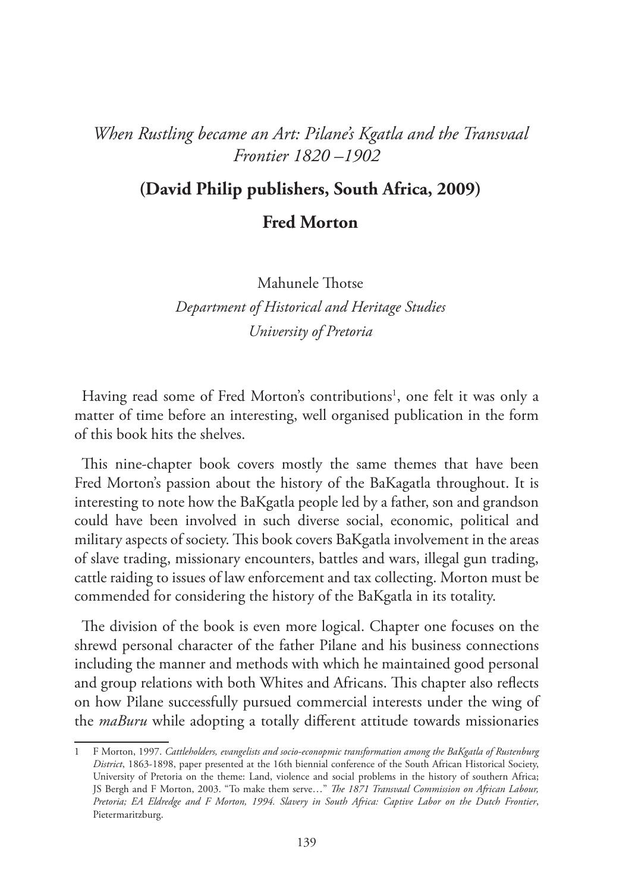# *When Rustling became an Art: Pilane's Kgatla and the Transvaal Frontier 1820 –1902*

## (David Philip publishers, South Africa, 2009)

## Fred Morton

Mahunele Thotse
*Department of Historical and Heritage Studies*
*University of Pretoria*

Having read some of Fred Morton's contributions[1], one felt it was only a matter of time before an interesting, well organised publication in the form of this book hits the shelves.

This nine-chapter book covers mostly the same themes that have been Fred Morton's passion about the history of the BaKagatla throughout. It is interesting to note how the BaKgatla people led by a father, son and grandson could have been involved in such diverse social, economic, political and military aspects of society. This book covers BaKgatla involvement in the areas of slave trading, missionary encounters, battles and wars, illegal gun trading, cattle raiding to issues of law enforcement and tax collecting. Morton must be commended for considering the history of the BaKgatla in its totality.

The division of the book is even more logical. Chapter one focuses on the shrewd personal character of the father Pilane and his business connections including the manner and methods with which he maintained good personal and group relations with both Whites and Africans. This chapter also reflects on how Pilane successfully pursued commercial interests under the wing of the *maBuru* while adopting a totally different attitude towards missionaries

---

1 F Morton, 1997. *Cattleholders, evangelists and socio-econopmic transformation among the BaKgatla of Rustenburg District*, 1863-1898, paper presented at the 16th biennial conference of the South African Historical Society, University of Pretoria on the theme: Land, violence and social problems in the history of southern Africa; JS Bergh and F Morton, 2003. "To make them serve…" *The 1871 Transvaal Commission on African Labour, Pretoria; EA Eldredge and F Morton, 1994. Slavery in South Africa: Captive Labor on the Dutch Frontier*, Pietermaritzburg.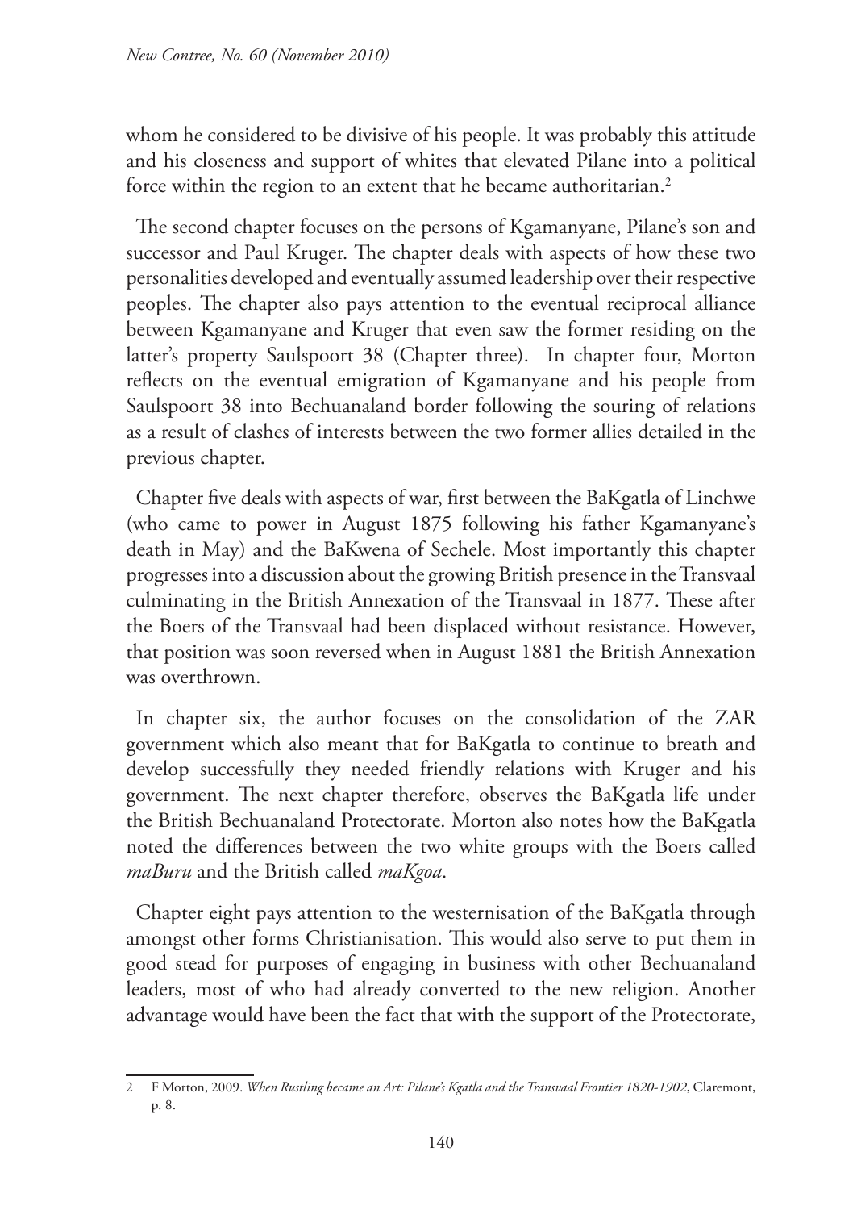whom he considered to be divisive of his people. It was probably this attitude and his closeness and support of whites that elevated Pilane into a political force within the region to an extent that he became authoritarian.[2]

The second chapter focuses on the persons of Kgamanyane, Pilane's son and successor and Paul Kruger. The chapter deals with aspects of how these two personalities developed and eventually assumed leadership over their respective peoples. The chapter also pays attention to the eventual reciprocal alliance between Kgamanyane and Kruger that even saw the former residing on the latter's property Saulspoort 38 (Chapter three). In chapter four, Morton reflects on the eventual emigration of Kgamanyane and his people from Saulspoort 38 into Bechuanaland border following the souring of relations as a result of clashes of interests between the two former allies detailed in the previous chapter.

Chapter five deals with aspects of war, first between the BaKgatla of Linchwe (who came to power in August 1875 following his father Kgamanyane's death in May) and the BaKwena of Sechele. Most importantly this chapter progresses into a discussion about the growing British presence in the Transvaal culminating in the British Annexation of the Transvaal in 1877. These after the Boers of the Transvaal had been displaced without resistance. However, that position was soon reversed when in August 1881 the British Annexation was overthrown.

In chapter six, the author focuses on the consolidation of the ZAR government which also meant that for BaKgatla to continue to breath and develop successfully they needed friendly relations with Kruger and his government. The next chapter therefore, observes the BaKgatla life under the British Bechuanaland Protectorate. Morton also notes how the BaKgatla noted the differences between the two white groups with the Boers called *maBuru* and the British called *maKgoa*.

Chapter eight pays attention to the westernisation of the BaKgatla through amongst other forms Christianisation. This would also serve to put them in good stead for purposes of engaging in business with other Bechuanaland leaders, most of who had already converted to the new religion. Another advantage would have been the fact that with the support of the Protectorate,

---

2 F Morton, 2009. *When Rustling became an Art: Pilane's Kgatla and the Transvaal Frontier 1820-1902*, Claremont, p. 8.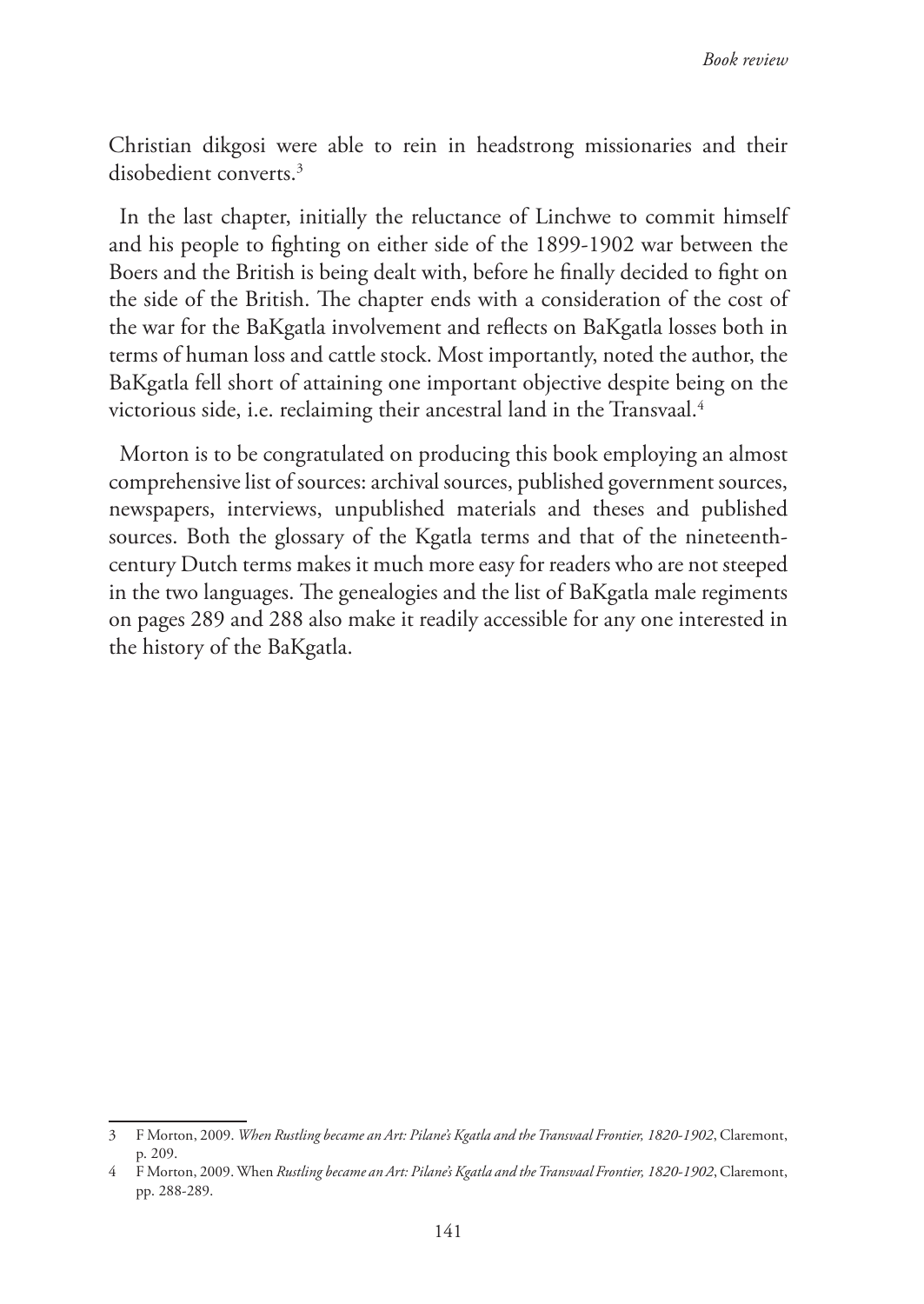Christian dikgosi were able to rein in headstrong missionaries and their disobedient converts.[3]

In the last chapter, initially the reluctance of Linchwe to commit himself and his people to fighting on either side of the 1899-1902 war between the Boers and the British is being dealt with, before he finally decided to fight on the side of the British. The chapter ends with a consideration of the cost of the war for the BaKgatla involvement and reflects on BaKgatla losses both in terms of human loss and cattle stock. Most importantly, noted the author, the BaKgatla fell short of attaining one important objective despite being on the victorious side, i.e. reclaiming their ancestral land in the Transvaal.[4]

Morton is to be congratulated on producing this book employing an almost comprehensive list of sources: archival sources, published government sources, newspapers, interviews, unpublished materials and theses and published sources. Both the glossary of the Kgatla terms and that of the nineteenth-century Dutch terms makes it much more easy for readers who are not steeped in the two languages. The genealogies and the list of BaKgatla male regiments on pages 289 and 288 also make it readily accessible for any one interested in the history of the BaKgatla.

---

3 F Morton, 2009. *When Rustling became an Art: Pilane's Kgatla and the Transvaal Frontier, 1820-1902*, Claremont, p. 209.

4 F Morton, 2009. When *Rustling became an Art: Pilane's Kgatla and the Transvaal Frontier, 1820-1902*, Claremont, pp. 288-289.